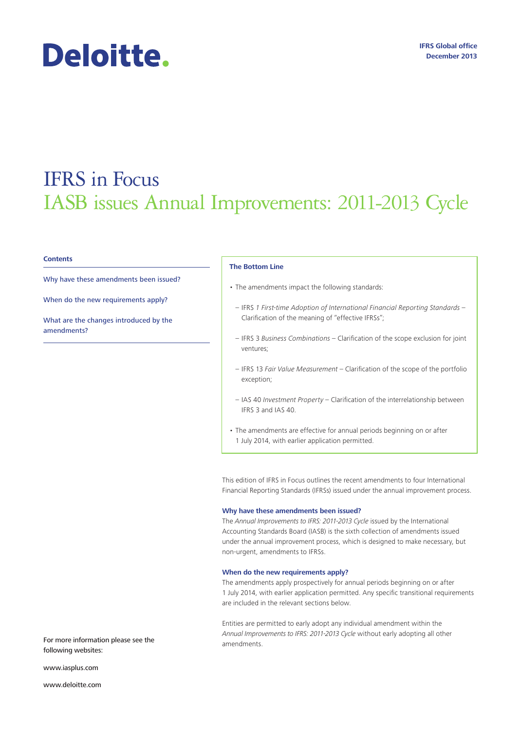Deloitte.

IFRS Global office
December 2013

# IFRS in Focus
## IASB issues Annual Improvements: 2011-2013 Cycle

**Contents**

Why have these amendments been issued?

When do the new requirements apply?

What are the changes introduced by the amendments?

**The Bottom Line**

- The amendments impact the following standards:
  - IFRS 1 *First-time Adoption of International Financial Reporting Standards* – Clarification of the meaning of "effective IFRSs";
  - IFRS 3 *Business Combinations* – Clarification of the scope exclusion for joint ventures;
  - IFRS 13 *Fair Value Measurement* – Clarification of the scope of the portfolio exception;
  - IAS 40 *Investment Property* – Clarification of the interrelationship between IFRS 3 and IAS 40.
- The amendments are effective for annual periods beginning on or after 1 July 2014, with earlier application permitted.

This edition of IFRS in Focus outlines the recent amendments to four International Financial Reporting Standards (IFRSs) issued under the annual improvement process.

### Why have these amendments been issued?

The *Annual Improvements to IFRS: 2011-2013 Cycle* issued by the International Accounting Standards Board (IASB) is the sixth collection of amendments issued under the annual improvement process, which is designed to make necessary, but non-urgent, amendments to IFRSs.

### When do the new requirements apply?

The amendments apply prospectively for annual periods beginning on or after 1 July 2014, with earlier application permitted. Any specific transitional requirements are included in the relevant sections below.

Entities are permitted to early adopt any individual amendment within the *Annual Improvements to IFRS: 2011-2013 Cycle* without early adopting all other amendments.

For more information please see the following websites:

www.iasplus.com

www.deloitte.com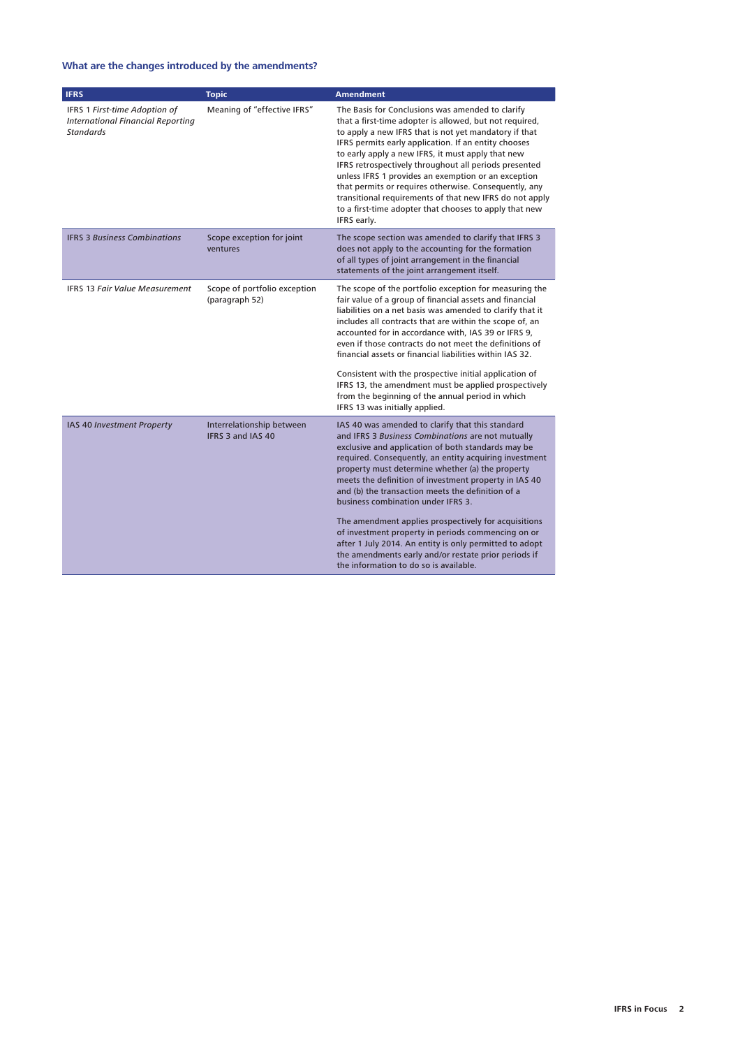### What are the changes introduced by the amendments?

| IFRS | Topic | Amendment |
| --- | --- | --- |
| IFRS 1 *First-time Adoption of International Financial Reporting Standards* | Meaning of "effective IFRS" | The Basis for Conclusions was amended to clarify that a first-time adopter is allowed, but not required, to apply a new IFRS that is not yet mandatory if that IFRS permits early application. If an entity chooses to early apply a new IFRS, it must apply that new IFRS retrospectively throughout all periods presented unless IFRS 1 provides an exemption or an exception that permits or requires otherwise. Consequently, any transitional requirements of that new IFRS do not apply to a first-time adopter that chooses to apply that new IFRS early. |
| IFRS 3 *Business Combinations* | Scope exception for joint ventures | The scope section was amended to clarify that IFRS 3 does not apply to the accounting for the formation of all types of joint arrangement in the financial statements of the joint arrangement itself. |
| IFRS 13 *Fair Value Measurement* | Scope of portfolio exception (paragraph 52) | The scope of the portfolio exception for measuring the fair value of a group of financial assets and financial liabilities on a net basis was amended to clarify that it includes all contracts that are within the scope of, and accounted for in accordance with, IAS 39 or IFRS 9, even if those contracts do not meet the definitions of financial assets or financial liabilities within IAS 32.<br><br>Consistent with the prospective initial application of IFRS 13, the amendment must be applied prospectively from the beginning of the annual period in which IFRS 13 was initially applied. |
| IAS 40 *Investment Property* | Interrelationship between IFRS 3 and IAS 40 | IAS 40 was amended to clarify that this standard and IFRS 3 *Business Combinations* are not mutually exclusive and application of both standards may be required. Consequently, an entity acquiring investment property must determine whether (a) the property meets the definition of investment property in IAS 40 and (b) the transaction meets the definition of a business combination under IFRS 3.<br><br>The amendment applies prospectively for acquisitions of investment property in periods commencing on or after 1 July 2014. An entity is only permitted to adopt the amendments early and/or restate prior periods if the information to do so is available. |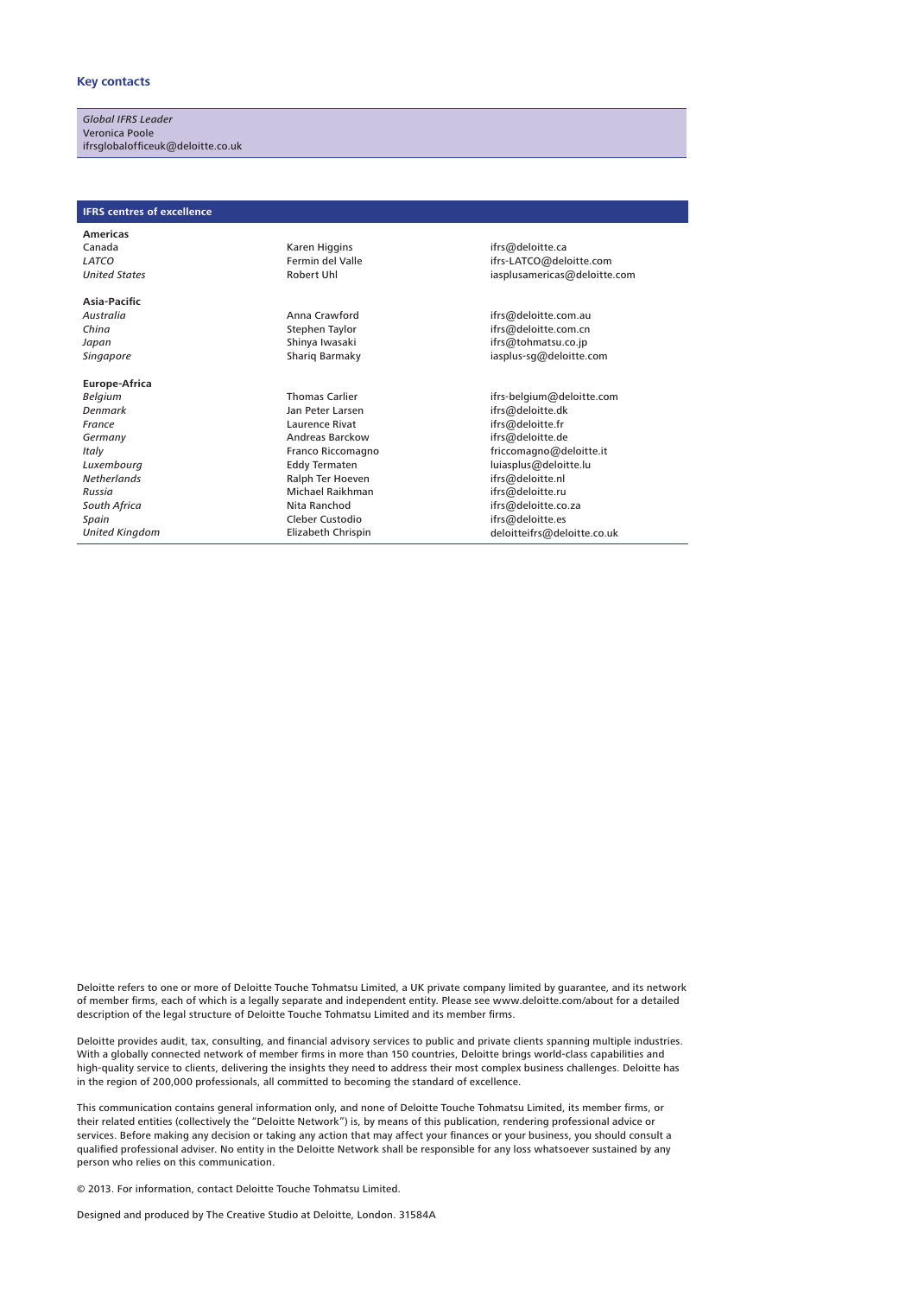## Key contacts

*Global IFRS Leader*
Veronica Poole
ifrsglobalofficeuk@deloitte.co.uk

| IFRS centres of excellence | | |
| --- | --- | --- |
| **Americas** | | |
| Canada | Karen Higgins | ifrs@deloitte.ca |
| *LATCO* | Fermin del Valle | ifrs-LATCO@deloitte.com |
| *United States* | Robert Uhl | iasplusamericas@deloitte.com |
| **Asia-Pacific** | | |
| *Australia* | Anna Crawford | ifrs@deloitte.com.au |
| *China* | Stephen Taylor | ifrs@deloitte.com.cn |
| *Japan* | Shinya Iwasaki | ifrs@tohmatsu.co.jp |
| *Singapore* | Shariq Barmaky | iasplus-sg@deloitte.com |
| **Europe-Africa** | | |
| *Belgium* | Thomas Carlier | ifrs-belgium@deloitte.com |
| *Denmark* | Jan Peter Larsen | ifrs@deloitte.dk |
| *France* | Laurence Rivat | ifrs@deloitte.fr |
| *Germany* | Andreas Barckow | ifrs@deloitte.de |
| *Italy* | Franco Riccomagno | friccomagno@deloitte.it |
| *Luxembourg* | Eddy Termaten | luiasplus@deloitte.lu |
| *Netherlands* | Ralph Ter Hoeven | ifrs@deloitte.nl |
| *Russia* | Michael Raikhman | ifrs@deloitte.ru |
| *South Africa* | Nita Ranchod | ifrs@deloitte.co.za |
| *Spain* | Cleber Custodio | ifrs@deloitte.es |
| *United Kingdom* | Elizabeth Chrispin | deloitteifrs@deloitte.co.uk |

Deloitte refers to one or more of Deloitte Touche Tohmatsu Limited, a UK private company limited by guarantee, and its network of member firms, each of which is a legally separate and independent entity. Please see www.deloitte.com/about for a detailed description of the legal structure of Deloitte Touche Tohmatsu Limited and its member firms.

Deloitte provides audit, tax, consulting, and financial advisory services to public and private clients spanning multiple industries. With a globally connected network of member firms in more than 150 countries, Deloitte brings world-class capabilities and high-quality service to clients, delivering the insights they need to address their most complex business challenges. Deloitte has in the region of 200,000 professionals, all committed to becoming the standard of excellence.

This communication contains general information only, and none of Deloitte Touche Tohmatsu Limited, its member firms, or their related entities (collectively the "Deloitte Network") is, by means of this publication, rendering professional advice or services. Before making any decision or taking any action that may affect your finances or your business, you should consult a qualified professional adviser. No entity in the Deloitte Network shall be responsible for any loss whatsoever sustained by any person who relies on this communication.

© 2013. For information, contact Deloitte Touche Tohmatsu Limited.

Designed and produced by The Creative Studio at Deloitte, London. 31584A